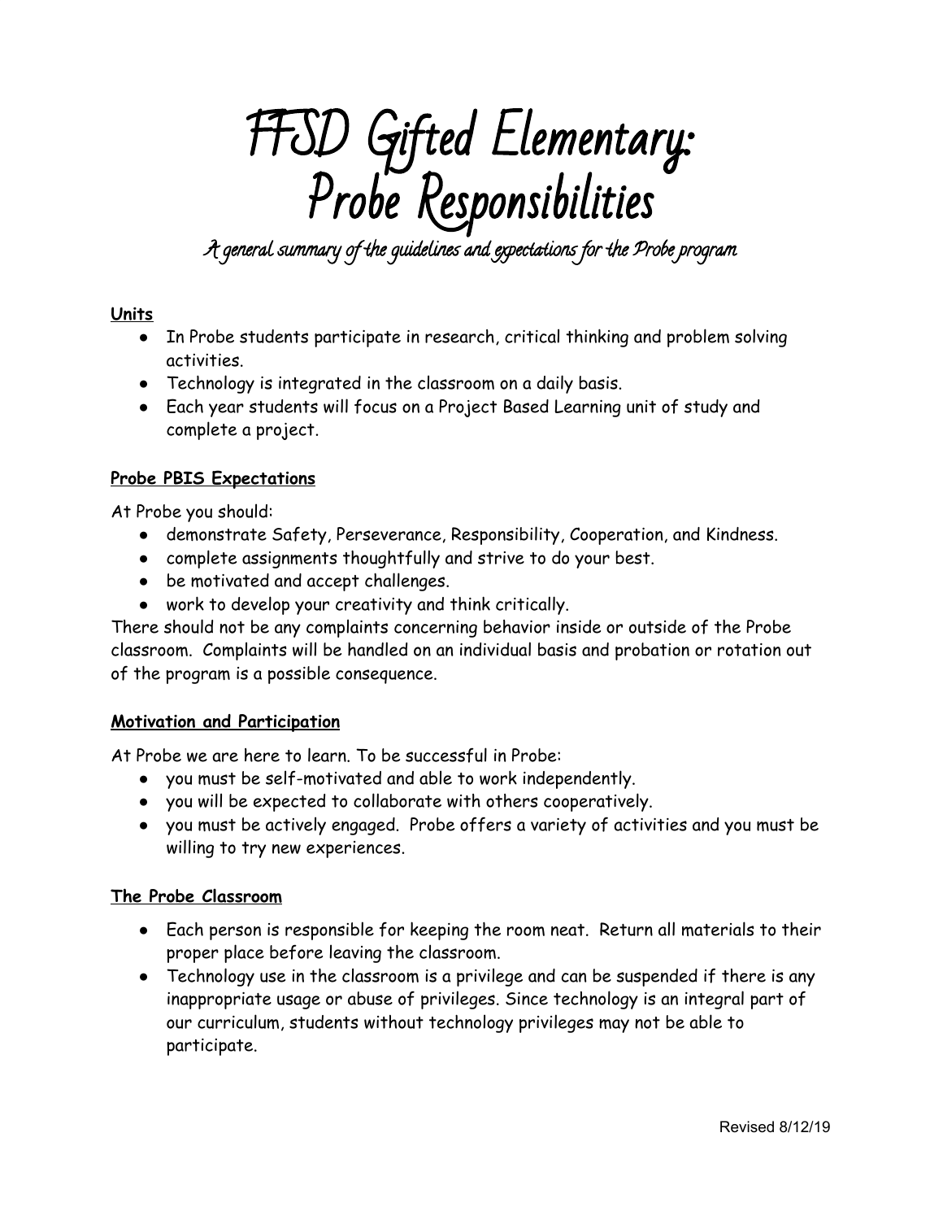# FFSD Gifted Elementary: Probe Responsibilities

*A general summary of the guidelines and expectations for the Probe program*

**Units**

- In Probe students participate in research, critical thinking and problem solving activities.
- Technology is integrated in the classroom on a daily basis.
- Each year students will focus on a Project Based Learning unit of study and complete a project.

**Probe PBIS Expectations**

At Probe you should:

- demonstrate Safety, Perseverance, Responsibility, Cooperation, and Kindness.
- complete assignments thoughtfully and strive to do your best.
- be motivated and accept challenges.
- work to develop your creativity and think critically.

There should not be any complaints concerning behavior inside or outside of the Probe classroom. Complaints will be handled on an individual basis and probation or rotation out of the program is a possible consequence.

**Motivation and Participation**

At Probe we are here to learn. To be successful in Probe:

- you must be self-motivated and able to work independently.
- you will be expected to collaborate with others cooperatively.
- you must be actively engaged. Probe offers a variety of activities and you must be willing to try new experiences.

**The Probe Classroom**

- Each person is responsible for keeping the room neat. Return all materials to their proper place before leaving the classroom.
- Technology use in the classroom is a privilege and can be suspended if there is any inappropriate usage or abuse of privileges. Since technology is an integral part of our curriculum, students without technology privileges may not be able to participate.

Revised 8/12/19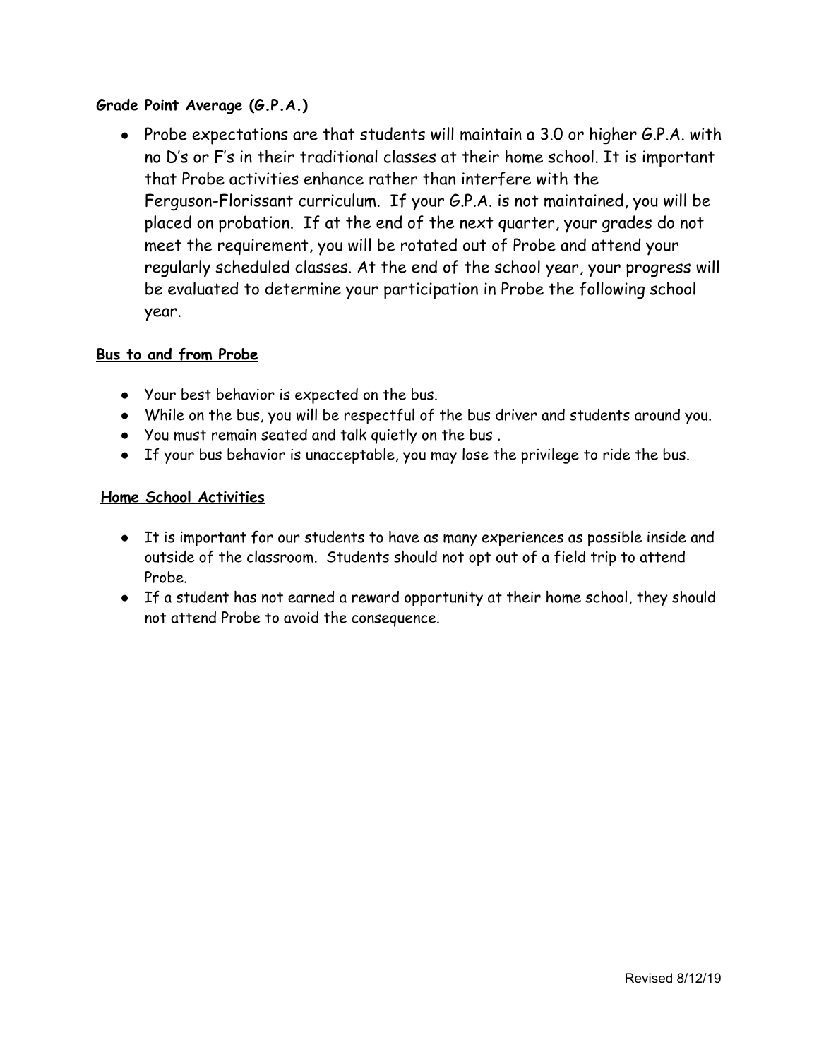**Grade Point Average (G.P.A.)**

- Probe expectations are that students will maintain a 3.0 or higher G.P.A. with no D's or F's in their traditional classes at their home school. It is important that Probe activities enhance rather than interfere with the Ferguson-Florissant curriculum. If your G.P.A. is not maintained, you will be placed on probation. If at the end of the next quarter, your grades do not meet the requirement, you will be rotated out of Probe and attend your regularly scheduled classes. At the end of the school year, your progress will be evaluated to determine your participation in Probe the following school year.

**Bus to and from Probe**

- Your best behavior is expected on the bus.
- While on the bus, you will be respectful of the bus driver and students around you.
- You must remain seated and talk quietly on the bus .
- If your bus behavior is unacceptable, you may lose the privilege to ride the bus.

**Home School Activities**

- It is important for our students to have as many experiences as possible inside and outside of the classroom. Students should not opt out of a field trip to attend Probe.
- If a student has not earned a reward opportunity at their home school, they should not attend Probe to avoid the consequence.

Revised 8/12/19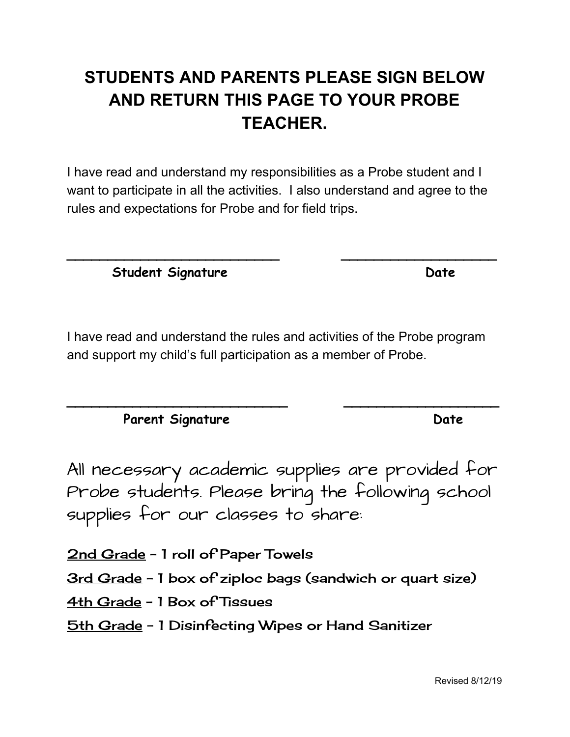# STUDENTS AND PARENTS PLEASE SIGN BELOW AND RETURN THIS PAGE TO YOUR PROBE TEACHER.

I have read and understand my responsibilities as a Probe student and I want to participate in all the activities. I also understand and agree to the rules and expectations for Probe and for field trips.

\_\_\_\_\_\_\_\_\_\_\_\_\_\_\_\_\_\_\_\_\_\_\_\_\_\_\_\_\_\_ \_\_\_\_\_\_\_\_\_\_\_\_\_\_\_\_\_\_\_\_\_\_

**Student Signature** **Date**

I have read and understand the rules and activities of the Probe program and support my child's full participation as a member of Probe.

\_\_\_\_\_\_\_\_\_\_\_\_\_\_\_\_\_\_\_\_\_\_\_\_\_\_\_\_\_\_ \_\_\_\_\_\_\_\_\_\_\_\_\_\_\_\_\_\_\_\_\_\_

**Parent Signature** **Date**

All necessary academic supplies are provided for Probe students. Please bring the following school supplies for our classes to share:

<u>2nd Grade</u> - 1 roll of Paper Towels

<u>3rd Grade</u> - 1 box of ziploc bags (sandwich or quart size)

<u>4th Grade</u> - 1 Box of Tissues

<u>5th Grade</u> - 1 Disinfecting Wipes or Hand Sanitizer

Revised 8/12/19